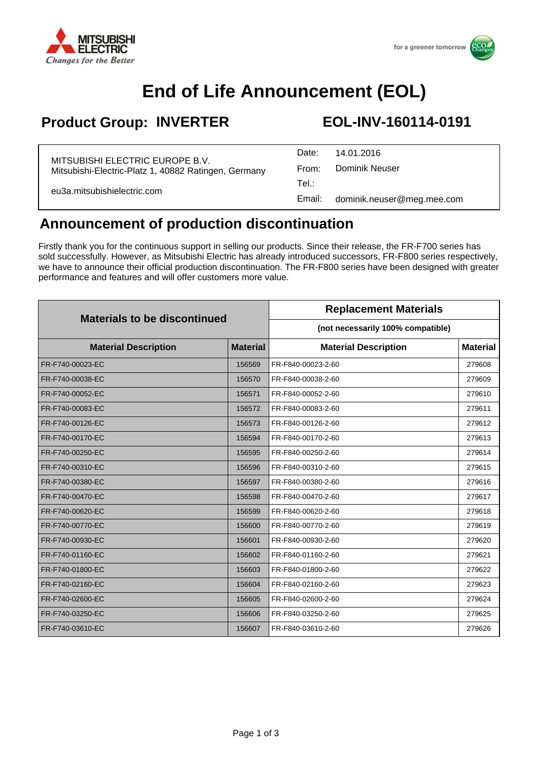MITSUBISHI ELECTRIC
*Changes for the Better*

for a greener tomorrow

# End of Life Announcement (EOL)

## Product Group: INVERTER

## EOL-INV-160114-0191

MITSUBISHI ELECTRIC EUROPE B.V.
Mitsubishi-Electric-Platz 1, 40882 Ratingen, Germany

eu3a.mitsubishielectric.com

Date: 14.01.2016
From: Dominik Neuser
Tel.:
Email: dominik.neuser@meg.mee.com

## Announcement of production discontinuation

Firstly thank you for the continuous support in selling our products. Since their release, the FR-F700 series has sold successfully. However, as Mitsubishi Electric has already introduced successors, FR-F800 series respectively, we have to announce their official production discontinuation. The FR-F800 series have been designed with greater performance and features and will offer customers more value.

| Materials to be discontinued | | Replacement Materials (not necessarily 100% compatible) | |
|---|---|---|---|
| **Material Description** | **Material** | **Material Description** | **Material** |
| FR-F740-00023-EC | 156569 | FR-F840-00023-2-60 | 279608 |
| FR-F740-00038-EC | 156570 | FR-F840-00038-2-60 | 279609 |
| FR-F740-00052-EC | 156571 | FR-F840-00052-2-60 | 279610 |
| FR-F740-00083-EC | 156572 | FR-F840-00083-2-60 | 279611 |
| FR-F740-00126-EC | 156573 | FR-F840-00126-2-60 | 279612 |
| FR-F740-00170-EC | 156594 | FR-F840-00170-2-60 | 279613 |
| FR-F740-00250-EC | 156595 | FR-F840-00250-2-60 | 279614 |
| FR-F740-00310-EC | 156596 | FR-F840-00310-2-60 | 279615 |
| FR-F740-00380-EC | 156597 | FR-F840-00380-2-60 | 279616 |
| FR-F740-00470-EC | 156598 | FR-F840-00470-2-60 | 279617 |
| FR-F740-00620-EC | 156599 | FR-F840-00620-2-60 | 279618 |
| FR-F740-00770-EC | 156600 | FR-F840-00770-2-60 | 279619 |
| FR-F740-00930-EC | 156601 | FR-F840-00930-2-60 | 279620 |
| FR-F740-01160-EC | 156602 | FR-F840-01160-2-60 | 279621 |
| FR-F740-01800-EC | 156603 | FR-F840-01800-2-60 | 279622 |
| FR-F740-02160-EC | 156604 | FR-F840-02160-2-60 | 279623 |
| FR-F740-02600-EC | 156605 | FR-F840-02600-2-60 | 279624 |
| FR-F740-03250-EC | 156606 | FR-F840-03250-2-60 | 279625 |
| FR-F740-03610-EC | 156607 | FR-F840-03610-2-60 | 279626 |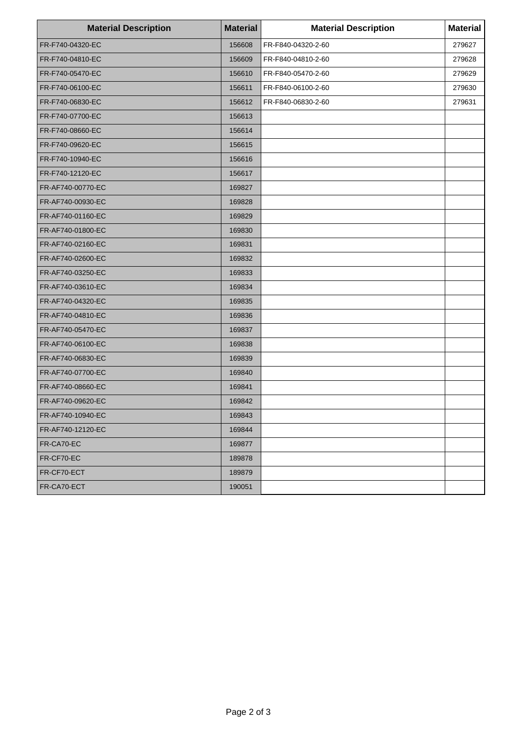| Material Description | Material | Material Description | Material |
|---|---|---|---|
| FR-F740-04320-EC | 156608 | FR-F840-04320-2-60 | 279627 |
| FR-F740-04810-EC | 156609 | FR-F840-04810-2-60 | 279628 |
| FR-F740-05470-EC | 156610 | FR-F840-05470-2-60 | 279629 |
| FR-F740-06100-EC | 156611 | FR-F840-06100-2-60 | 279630 |
| FR-F740-06830-EC | 156612 | FR-F840-06830-2-60 | 279631 |
| FR-F740-07700-EC | 156613 | | |
| FR-F740-08660-EC | 156614 | | |
| FR-F740-09620-EC | 156615 | | |
| FR-F740-10940-EC | 156616 | | |
| FR-F740-12120-EC | 156617 | | |
| FR-AF740-00770-EC | 169827 | | |
| FR-AF740-00930-EC | 169828 | | |
| FR-AF740-01160-EC | 169829 | | |
| FR-AF740-01800-EC | 169830 | | |
| FR-AF740-02160-EC | 169831 | | |
| FR-AF740-02600-EC | 169832 | | |
| FR-AF740-03250-EC | 169833 | | |
| FR-AF740-03610-EC | 169834 | | |
| FR-AF740-04320-EC | 169835 | | |
| FR-AF740-04810-EC | 169836 | | |
| FR-AF740-05470-EC | 169837 | | |
| FR-AF740-06100-EC | 169838 | | |
| FR-AF740-06830-EC | 169839 | | |
| FR-AF740-07700-EC | 169840 | | |
| FR-AF740-08660-EC | 169841 | | |
| FR-AF740-09620-EC | 169842 | | |
| FR-AF740-10940-EC | 169843 | | |
| FR-AF740-12120-EC | 169844 | | |
| FR-CA70-EC | 169877 | | |
| FR-CF70-EC | 189878 | | |
| FR-CF70-ECT | 189879 | | |
| FR-CA70-ECT | 190051 | | |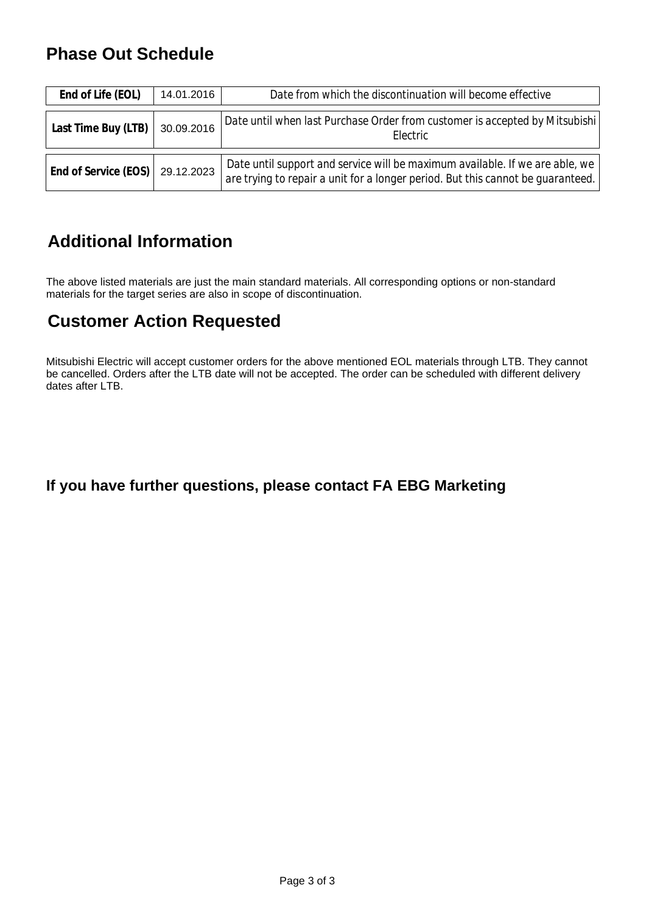## Phase Out Schedule

| | | |
|---|---|---|
| **End of Life (EOL)** | 14.01.2016 | Date from which the discontinuation will become effective |
| **Last Time Buy (LTB)** | 30.09.2016 | Date until when last Purchase Order from customer is accepted by Mitsubishi Electric |
| **End of Service (EOS)** | 29.12.2023 | Date until support and service will be maximum available. If we are able, we are trying to repair a unit for a longer period. But this cannot be guaranteed. |

## Additional Information

The above listed materials are just the main standard materials. All corresponding options or non-standard materials for the target series are also in scope of discontinuation.

## Customer Action Requested

Mitsubishi Electric will accept customer orders for the above mentioned EOL materials through LTB. They cannot be cancelled. Orders after the LTB date will not be accepted. The order can be scheduled with different delivery dates after LTB.

### If you have further questions, please contact FA EBG Marketing